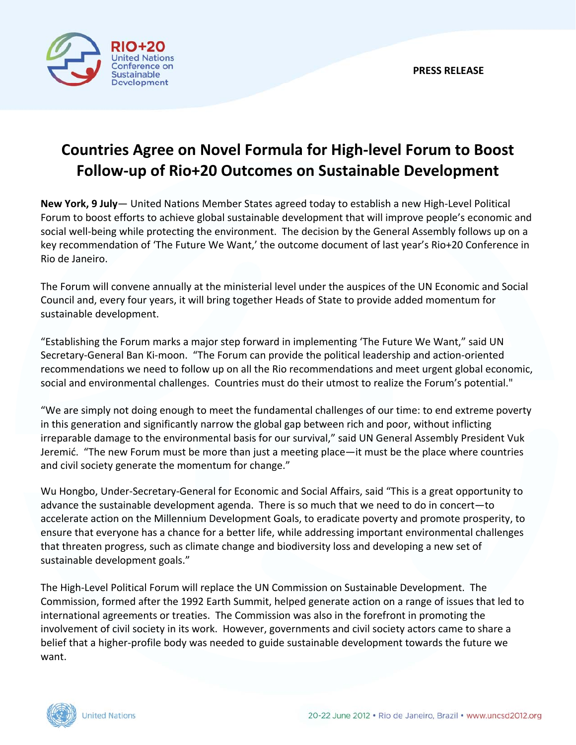RIO+20 United Nations Conference on Sustainable Development

**PRESS RELEASE**

# Countries Agree on Novel Formula for High-level Forum to Boost Follow-up of Rio+20 Outcomes on Sustainable Development

**New York, 9 July**— United Nations Member States agreed today to establish a new High-Level Political Forum to boost efforts to achieve global sustainable development that will improve people's economic and social well-being while protecting the environment. The decision by the General Assembly follows up on a key recommendation of 'The Future We Want,' the outcome document of last year's Rio+20 Conference in Rio de Janeiro.

The Forum will convene annually at the ministerial level under the auspices of the UN Economic and Social Council and, every four years, it will bring together Heads of State to provide added momentum for sustainable development.

"Establishing the Forum marks a major step forward in implementing 'The Future We Want," said UN Secretary-General Ban Ki-moon. "The Forum can provide the political leadership and action-oriented recommendations we need to follow up on all the Rio recommendations and meet urgent global economic, social and environmental challenges. Countries must do their utmost to realize the Forum's potential."

"We are simply not doing enough to meet the fundamental challenges of our time: to end extreme poverty in this generation and significantly narrow the global gap between rich and poor, without inflicting irreparable damage to the environmental basis for our survival," said UN General Assembly President Vuk Jeremić. "The new Forum must be more than just a meeting place—it must be the place where countries and civil society generate the momentum for change."

Wu Hongbo, Under-Secretary-General for Economic and Social Affairs, said "This is a great opportunity to advance the sustainable development agenda. There is so much that we need to do in concert—to accelerate action on the Millennium Development Goals, to eradicate poverty and promote prosperity, to ensure that everyone has a chance for a better life, while addressing important environmental challenges that threaten progress, such as climate change and biodiversity loss and developing a new set of sustainable development goals."

The High-Level Political Forum will replace the UN Commission on Sustainable Development. The Commission, formed after the 1992 Earth Summit, helped generate action on a range of issues that led to international agreements or treaties. The Commission was also in the forefront in promoting the involvement of civil society in its work. However, governments and civil society actors came to share a belief that a higher-profile body was needed to guide sustainable development towards the future we want.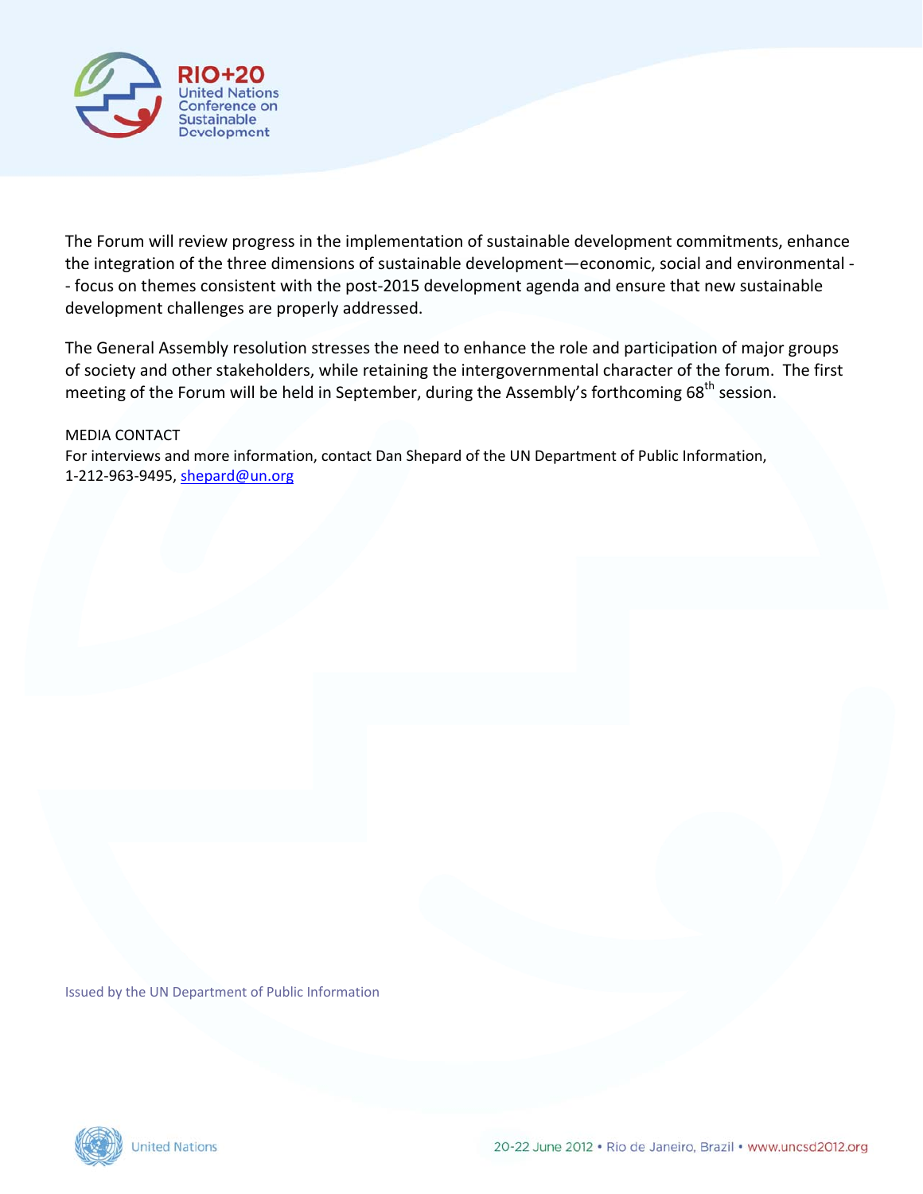The Forum will review progress in the implementation of sustainable development commitments, enhance the integration of the three dimensions of sustainable development—economic, social and environmental -- focus on themes consistent with the post-2015 development agenda and ensure that new sustainable development challenges are properly addressed.

The General Assembly resolution stresses the need to enhance the role and participation of major groups of society and other stakeholders, while retaining the intergovernmental character of the forum. The first meeting of the Forum will be held in September, during the Assembly's forthcoming 68th session.

MEDIA CONTACT
For interviews and more information, contact Dan Shepard of the UN Department of Public Information, 1-212-963-9495, shepard@un.org

Issued by the UN Department of Public Information